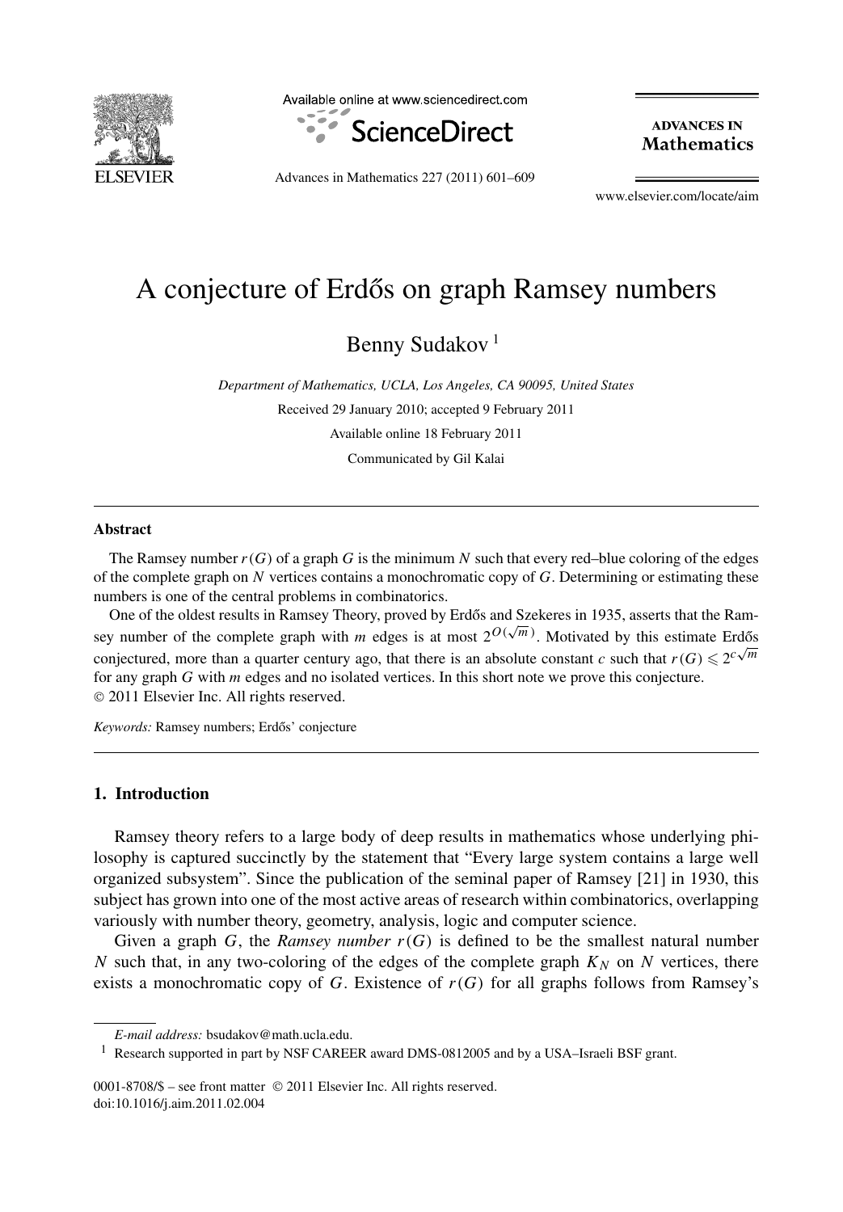# A conjecture of Erdős on graph Ramsey numbers

Benny Sudakov [1]

*Department of Mathematics, UCLA, Los Angeles, CA 90095, United States*

Received 29 January 2010; accepted 9 February 2011

Available online 18 February 2011

Communicated by Gil Kalai

---

**Abstract**

The Ramsey number $r(G)$ of a graph $G$ is the minimum $N$ such that every red–blue coloring of the edges of the complete graph on $N$ vertices contains a monochromatic copy of $G$. Determining or estimating these numbers is one of the central problems in combinatorics.

One of the oldest results in Ramsey Theory, proved by Erdős and Szekeres in 1935, asserts that the Ramsey number of the complete graph with $m$ edges is at most $2^{O(\sqrt{m})}$. Motivated by this estimate Erdős conjectured, more than a quarter century ago, that there is an absolute constant $c$ such that $r(G) \leqslant 2^{c\sqrt{m}}$ for any graph $G$ with $m$ edges and no isolated vertices. In this short note we prove this conjecture.

© 2011 Elsevier Inc. All rights reserved.

*Keywords:* Ramsey numbers; Erdős' conjecture

---

## 1. Introduction

Ramsey theory refers to a large body of deep results in mathematics whose underlying philosophy is captured succinctly by the statement that "Every large system contains a large well organized subsystem". Since the publication of the seminal paper of Ramsey [21] in 1930, this subject has grown into one of the most active areas of research within combinatorics, overlapping variously with number theory, geometry, analysis, logic and computer science.

Given a graph $G$, the *Ramsey number* $r(G)$ is defined to be the smallest natural number $N$ such that, in any two-coloring of the edges of the complete graph $K_N$ on $N$ vertices, there exists a monochromatic copy of $G$. Existence of $r(G)$ for all graphs follows from Ramsey's

---

*E-mail address:* bsudakov@math.ucla.edu.

[1] Research supported in part by NSF CAREER award DMS-0812005 and by a USA–Israeli BSF grant.

0001-8708/$ – see front matter © 2011 Elsevier Inc. All rights reserved.
doi:10.1016/j.aim.2011.02.004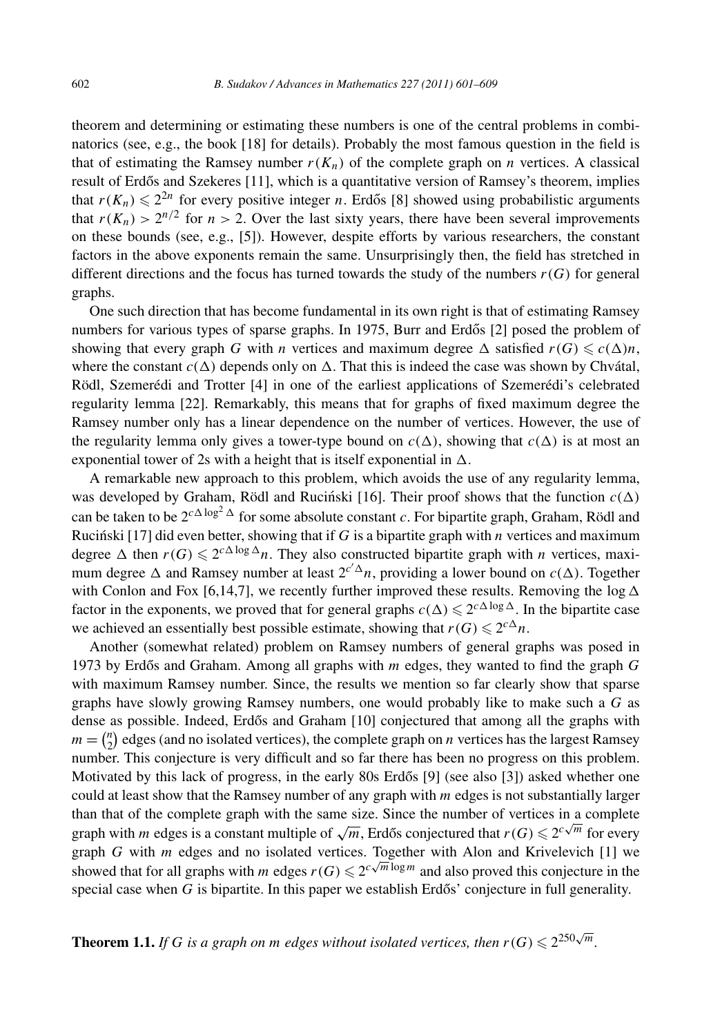theorem and determining or estimating these numbers is one of the central problems in combinatorics (see, e.g., the book [18] for details). Probably the most famous question in the field is that of estimating the Ramsey number $r(K_n)$ of the complete graph on $n$ vertices. A classical result of Erdős and Szekeres [11], which is a quantitative version of Ramsey's theorem, implies that $r(K_n) \leqslant 2^{2n}$ for every positive integer $n$. Erdős [8] showed using probabilistic arguments that $r(K_n) > 2^{n/2}$ for $n > 2$. Over the last sixty years, there have been several improvements on these bounds (see, e.g., [5]). However, despite efforts by various researchers, the constant factors in the above exponents remain the same. Unsurprisingly then, the field has stretched in different directions and the focus has turned towards the study of the numbers $r(G)$ for general graphs.

One such direction that has become fundamental in its own right is that of estimating Ramsey numbers for various types of sparse graphs. In 1975, Burr and Erdős [2] posed the problem of showing that every graph $G$ with $n$ vertices and maximum degree $\Delta$ satisfied $r(G) \leqslant c(\Delta)n$, where the constant $c(\Delta)$ depends only on $\Delta$. That this is indeed the case was shown by Chvátal, Rödl, Szemerédi and Trotter [4] in one of the earliest applications of Szemerédi's celebrated regularity lemma [22]. Remarkably, this means that for graphs of fixed maximum degree the Ramsey number only has a linear dependence on the number of vertices. However, the use of the regularity lemma only gives a tower-type bound on $c(\Delta)$, showing that $c(\Delta)$ is at most an exponential tower of 2s with a height that is itself exponential in $\Delta$.

A remarkable new approach to this problem, which avoids the use of any regularity lemma, was developed by Graham, Rödl and Ruciński [16]. Their proof shows that the function $c(\Delta)$ can be taken to be $2^{c\Delta \log^2 \Delta}$ for some absolute constant $c$. For bipartite graph, Graham, Rödl and Ruciński [17] did even better, showing that if $G$ is a bipartite graph with $n$ vertices and maximum degree $\Delta$ then $r(G) \leqslant 2^{c\Delta \log \Delta} n$. They also constructed bipartite graph with $n$ vertices, maximum degree $\Delta$ and Ramsey number at least $2^{c'\Delta} n$, providing a lower bound on $c(\Delta)$. Together with Conlon and Fox [6,14,7], we recently further improved these results. Removing the $\log \Delta$ factor in the exponents, we proved that for general graphs $c(\Delta) \leqslant 2^{c\Delta \log \Delta}$. In the bipartite case we achieved an essentially best possible estimate, showing that $r(G) \leqslant 2^{c\Delta} n$.

Another (somewhat related) problem on Ramsey numbers of general graphs was posed in 1973 by Erdős and Graham. Among all graphs with $m$ edges, they wanted to find the graph $G$ with maximum Ramsey number. Since, the results we mention so far clearly show that sparse graphs have slowly growing Ramsey numbers, one would probably like to make such a $G$ as dense as possible. Indeed, Erdős and Graham [10] conjectured that among all the graphs with $m = \binom{n}{2}$ edges (and no isolated vertices), the complete graph on $n$ vertices has the largest Ramsey number. This conjecture is very difficult and so far there has been no progress on this problem. Motivated by this lack of progress, in the early 80s Erdős [9] (see also [3]) asked whether one could at least show that the Ramsey number of any graph with $m$ edges is not substantially larger than that of the complete graph with the same size. Since the number of vertices in a complete graph with $m$ edges is a constant multiple of $\sqrt{m}$, Erdős conjectured that $r(G) \leqslant 2^{c\sqrt{m}}$ for every graph $G$ with $m$ edges and no isolated vertices. Together with Alon and Krivelevich [1] we showed that for all graphs with $m$ edges $r(G) \leqslant 2^{c\sqrt{m}\log m}$ and also proved this conjecture in the special case when $G$ is bipartite. In this paper we establish Erdős' conjecture in full generality.

**Theorem 1.1.** *If $G$ is a graph on $m$ edges without isolated vertices, then $r(G) \leqslant 2^{250\sqrt{m}}$.*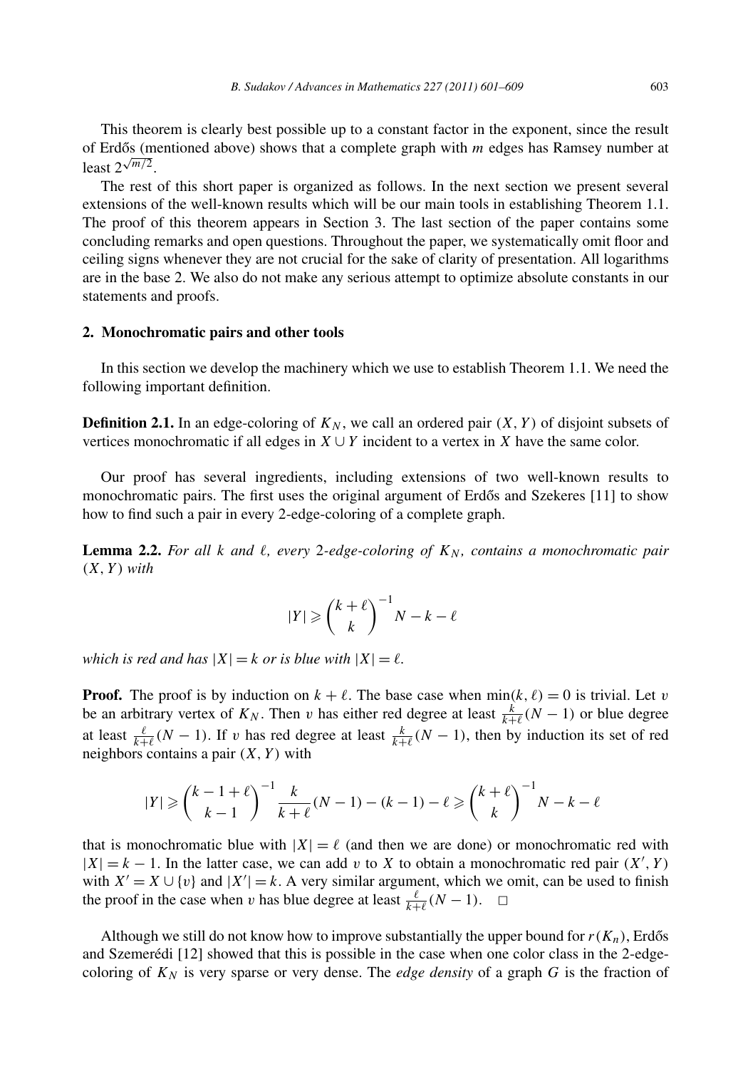This theorem is clearly best possible up to a constant factor in the exponent, since the result of Erdős (mentioned above) shows that a complete graph with $m$ edges has Ramsey number at least $2^{\sqrt{m/2}}$.

The rest of this short paper is organized as follows. In the next section we present several extensions of the well-known results which will be our main tools in establishing Theorem 1.1. The proof of this theorem appears in Section 3. The last section of the paper contains some concluding remarks and open questions. Throughout the paper, we systematically omit floor and ceiling signs whenever they are not crucial for the sake of clarity of presentation. All logarithms are in the base 2. We also do not make any serious attempt to optimize absolute constants in our statements and proofs.

## 2. Monochromatic pairs and other tools

In this section we develop the machinery which we use to establish Theorem 1.1. We need the following important definition.

**Definition 2.1.** In an edge-coloring of $K_N$, we call an ordered pair $(X, Y)$ of disjoint subsets of vertices monochromatic if all edges in $X \cup Y$ incident to a vertex in $X$ have the same color.

Our proof has several ingredients, including extensions of two well-known results to monochromatic pairs. The first uses the original argument of Erdős and Szekeres [11] to show how to find such a pair in every 2-edge-coloring of a complete graph.

**Lemma 2.2.** *For all $k$ and $\ell$, every 2-edge-coloring of $K_N$, contains a monochromatic pair $(X, Y)$ with*

$$|Y| \geqslant \binom{k+\ell}{k}^{-1} N - k - \ell$$

*which is red and has $|X| = k$ or is blue with $|X| = \ell$.*

**Proof.** The proof is by induction on $k + \ell$. The base case when $\min(k, \ell) = 0$ is trivial. Let $v$ be an arbitrary vertex of $K_N$. Then $v$ has either red degree at least $\frac{k}{k+\ell}(N-1)$ or blue degree at least $\frac{\ell}{k+\ell}(N-1)$. If $v$ has red degree at least $\frac{k}{k+\ell}(N-1)$, then by induction its set of red neighbors contains a pair $(X, Y)$ with

$$|Y| \geqslant \binom{k-1+\ell}{k-1}^{-1} \frac{k}{k+\ell}(N-1) - (k-1) - \ell \geqslant \binom{k+\ell}{k}^{-1} N - k - \ell$$

that is monochromatic blue with $|X| = \ell$ (and then we are done) or monochromatic red with $|X| = k - 1$. In the latter case, we can add $v$ to $X$ to obtain a monochromatic red pair $(X', Y)$ with $X' = X \cup \{v\}$ and $|X'| = k$. A very similar argument, which we omit, can be used to finish the proof in the case when $v$ has blue degree at least $\frac{\ell}{k+\ell}(N-1)$. $\square$

Although we still do not know how to improve substantially the upper bound for $r(K_n)$, Erdős and Szemerédi [12] showed that this is possible in the case when one color class in the 2-edge-coloring of $K_N$ is very sparse or very dense. The *edge density* of a graph $G$ is the fraction of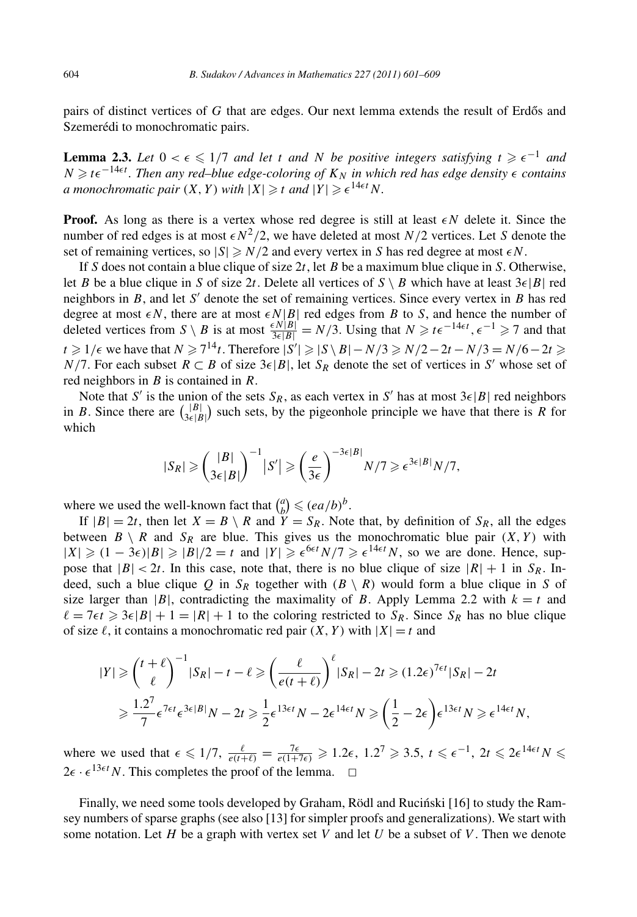pairs of distinct vertices of $G$ that are edges. Our next lemma extends the result of Erdős and Szemerédi to monochromatic pairs.

**Lemma 2.3.** *Let $0 < \epsilon \leqslant 1/7$ and let $t$ and $N$ be positive integers satisfying $t \geqslant \epsilon^{-1}$ and $N \geqslant t\epsilon^{-14\epsilon t}$. Then any red–blue edge-coloring of $K_N$ in which red has edge density $\epsilon$ contains a monochromatic pair $(X, Y)$ with $|X| \geqslant t$ and $|Y| \geqslant \epsilon^{14\epsilon t} N$.*

**Proof.** As long as there is a vertex whose red degree is still at least $\epsilon N$ delete it. Since the number of red edges is at most $\epsilon N^2/2$, we have deleted at most $N/2$ vertices. Let $S$ denote the set of remaining vertices, so $|S| \geqslant N/2$ and every vertex in $S$ has red degree at most $\epsilon N$.

If $S$ does not contain a blue clique of size $2t$, let $B$ be a maximum blue clique in $S$. Otherwise, let $B$ be a blue clique in $S$ of size $2t$. Delete all vertices of $S \setminus B$ which have at least $3\epsilon|B|$ red neighbors in $B$, and let $S'$ denote the set of remaining vertices. Since every vertex in $B$ has red degree at most $\epsilon N$, there are at most $\epsilon N|B|$ red edges from $B$ to $S$, and hence the number of deleted vertices from $S \setminus B$ is at most $\frac{\epsilon N|B|}{3\epsilon|B|} = N/3$. Using that $N \geqslant t\epsilon^{-14\epsilon t}$, $\epsilon^{-1} \geqslant 7$ and that $t \geqslant 1/\epsilon$ we have that $N \geqslant 7^{14}t$. Therefore $|S'| \geqslant |S \setminus B| - N/3 \geqslant N/2 - 2t - N/3 = N/6 - 2t \geqslant N/7$. For each subset $R \subset B$ of size $3\epsilon|B|$, let $S_R$ denote the set of vertices in $S'$ whose set of red neighbors in $B$ is contained in $R$.

Note that $S'$ is the union of the sets $S_R$, as each vertex in $S'$ has at most $3\epsilon|B|$ red neighbors in $B$. Since there are $\binom{|B|}{3\epsilon|B|}$ such sets, by the pigeonhole principle we have that there is $R$ for which

$$|S_R| \geqslant \binom{|B|}{3\epsilon|B|}^{-1} |S'| \geqslant \left(\frac{e}{3\epsilon}\right)^{-3\epsilon|B|} N/7 \geqslant \epsilon^{3\epsilon|B|} N/7,$$

where we used the well-known fact that $\binom{a}{b} \leqslant (ea/b)^b$.

If $|B| = 2t$, then let $X = B \setminus R$ and $Y = S_R$. Note that, by definition of $S_R$, all the edges between $B \setminus R$ and $S_R$ are blue. This gives us the monochromatic blue pair $(X, Y)$ with $|X| \geqslant (1 - 3\epsilon)|B| \geqslant |B|/2 = t$ and $|Y| \geqslant \epsilon^{6\epsilon t} N/7 \geqslant \epsilon^{14\epsilon t} N$, so we are done. Hence, suppose that $|B| < 2t$. In this case, note that, there is no blue clique of size $|R| + 1$ in $S_R$. Indeed, such a blue clique $Q$ in $S_R$ together with $(B \setminus R)$ would form a blue clique in $S$ of size larger than $|B|$, contradicting the maximality of $B$. Apply Lemma 2.2 with $k = t$ and $\ell = 7\epsilon t \geqslant 3\epsilon|B| + 1 = |R| + 1$ to the coloring restricted to $S_R$. Since $S_R$ has no blue clique of size $\ell$, it contains a monochromatic red pair $(X, Y)$ with $|X| = t$ and

$$\begin{aligned}
|Y| &\geqslant \binom{t+\ell}{\ell}^{-1} |S_R| - t - \ell \geqslant \left(\frac{\ell}{e(t+\ell)}\right)^{\ell} |S_R| - 2t \geqslant (1.2\epsilon)^{7\epsilon t} |S_R| - 2t \\
&\geqslant \frac{1.2^7}{7} \epsilon^{7\epsilon t} \epsilon^{3\epsilon|B|} N - 2t \geqslant \frac{1}{2}\epsilon^{13\epsilon t} N - 2\epsilon^{14\epsilon t} N \geqslant \left(\frac{1}{2} - 2\epsilon\right)\epsilon^{13\epsilon t} N \geqslant \epsilon^{14\epsilon t} N,
\end{aligned}$$

where we used that $\epsilon \leqslant 1/7$, $\frac{\ell}{e(t+\ell)} = \frac{7\epsilon}{e(1+7\epsilon)} \geqslant 1.2\epsilon$, $1.2^7 \geqslant 3.5$, $t \leqslant \epsilon^{-1}$, $2t \leqslant 2\epsilon^{14\epsilon t} N \leqslant 2\epsilon \cdot \epsilon^{13\epsilon t} N$. This completes the proof of the lemma. □

Finally, we need some tools developed by Graham, Rödl and Ruciński [16] to study the Ramsey numbers of sparse graphs (see also [13] for simpler proofs and generalizations). We start with some notation. Let $H$ be a graph with vertex set $V$ and let $U$ be a subset of $V$. Then we denote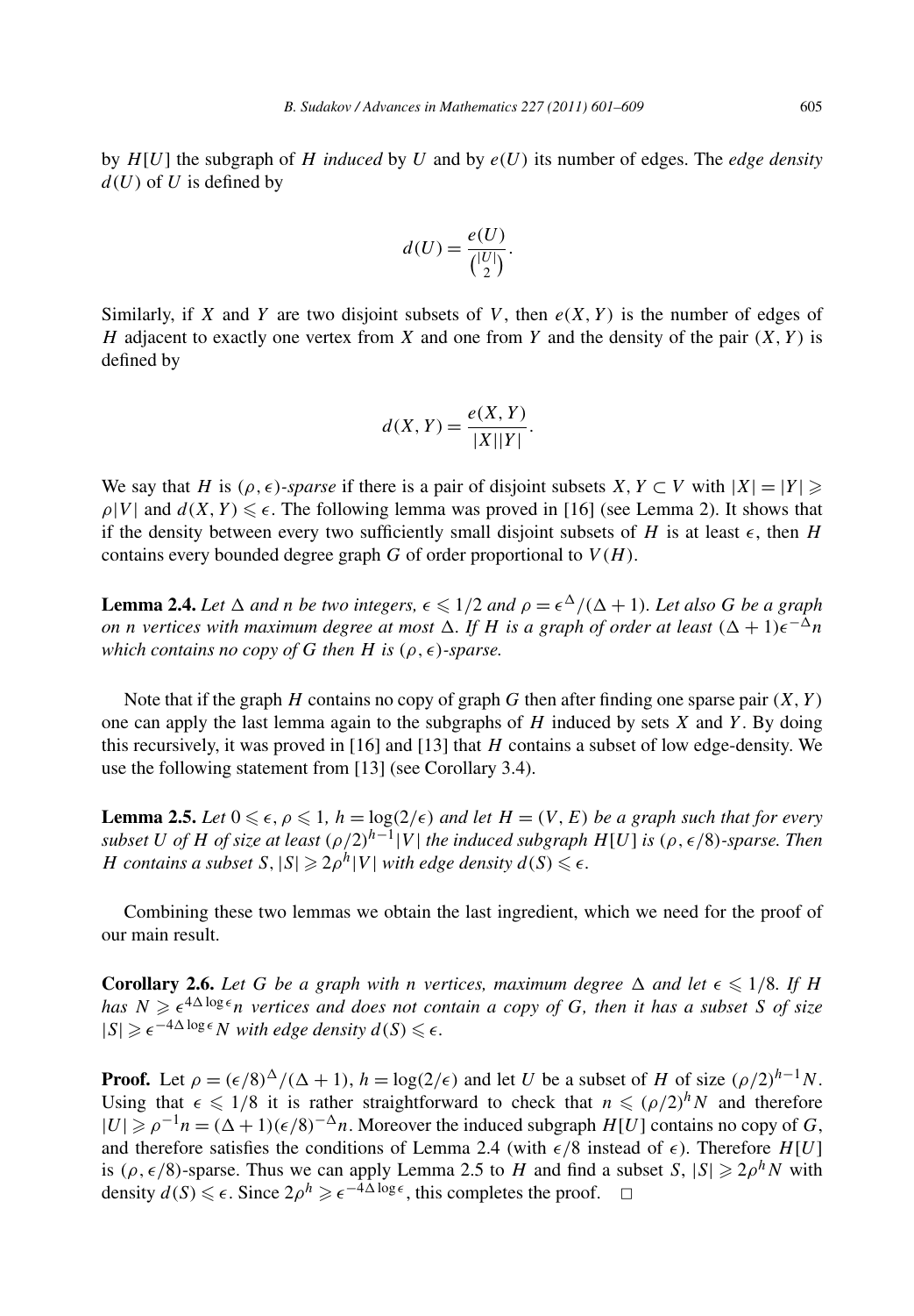by $H[U]$ the subgraph of $H$ *induced* by $U$ and by $e(U)$ its number of edges. The *edge density* $d(U)$ of $U$ is defined by

$$d(U) = \frac{e(U)}{\binom{|U|}{2}}.$$

Similarly, if $X$ and $Y$ are two disjoint subsets of $V$, then $e(X, Y)$ is the number of edges of $H$ adjacent to exactly one vertex from $X$ and one from $Y$ and the density of the pair $(X, Y)$ is defined by

$$d(X, Y) = \frac{e(X, Y)}{|X||Y|}.$$

We say that $H$ is $(\rho, \epsilon)$-*sparse* if there is a pair of disjoint subsets $X, Y \subset V$ with $|X| = |Y| \geqslant \rho|V|$ and $d(X, Y) \leqslant \epsilon$. The following lemma was proved in [16] (see Lemma 2). It shows that if the density between every two sufficiently small disjoint subsets of $H$ is at least $\epsilon$, then $H$ contains every bounded degree graph $G$ of order proportional to $V(H)$.

**Lemma 2.4.** *Let $\Delta$ and $n$ be two integers, $\epsilon \leqslant 1/2$ and $\rho = \epsilon^{\Delta}/(\Delta + 1)$. Let also $G$ be a graph on $n$ vertices with maximum degree at most $\Delta$. If $H$ is a graph of order at least $(\Delta + 1)\epsilon^{-\Delta}n$ which contains no copy of $G$ then $H$ is $(\rho, \epsilon)$-sparse.*

Note that if the graph $H$ contains no copy of graph $G$ then after finding one sparse pair $(X, Y)$ one can apply the last lemma again to the subgraphs of $H$ induced by sets $X$ and $Y$. By doing this recursively, it was proved in [16] and [13] that $H$ contains a subset of low edge-density. We use the following statement from [13] (see Corollary 3.4).

**Lemma 2.5.** *Let $0 \leqslant \epsilon, \rho \leqslant 1$, $h = \log(2/\epsilon)$ and let $H = (V, E)$ be a graph such that for every subset $U$ of $H$ of size at least $(\rho/2)^{h-1}|V|$ the induced subgraph $H[U]$ is $(\rho, \epsilon/8)$-sparse. Then $H$ contains a subset $S$, $|S| \geqslant 2\rho^h|V|$ with edge density $d(S) \leqslant \epsilon$.*

Combining these two lemmas we obtain the last ingredient, which we need for the proof of our main result.

**Corollary 2.6.** *Let $G$ be a graph with $n$ vertices, maximum degree $\Delta$ and let $\epsilon \leqslant 1/8$. If $H$ has $N \geqslant \epsilon^{4\Delta\log\epsilon}n$ vertices and does not contain a copy of $G$, then it has a subset $S$ of size $|S| \geqslant \epsilon^{-4\Delta\log\epsilon}N$ with edge density $d(S) \leqslant \epsilon$.*

**Proof.** Let $\rho = (\epsilon/8)^{\Delta}/(\Delta + 1)$, $h = \log(2/\epsilon)$ and let $U$ be a subset of $H$ of size $(\rho/2)^{h-1}N$. Using that $\epsilon \leqslant 1/8$ it is rather straightforward to check that $n \leqslant (\rho/2)^h N$ and therefore $|U| \geqslant \rho^{-1}n = (\Delta + 1)(\epsilon/8)^{-\Delta}n$. Moreover the induced subgraph $H[U]$ contains no copy of $G$, and therefore satisfies the conditions of Lemma 2.4 (with $\epsilon/8$ instead of $\epsilon$). Therefore $H[U]$ is $(\rho, \epsilon/8)$-sparse. Thus we can apply Lemma 2.5 to $H$ and find a subset $S$, $|S| \geqslant 2\rho^h N$ with density $d(S) \leqslant \epsilon$. Since $2\rho^h \geqslant \epsilon^{-4\Delta\log\epsilon}$, this completes the proof. $\square$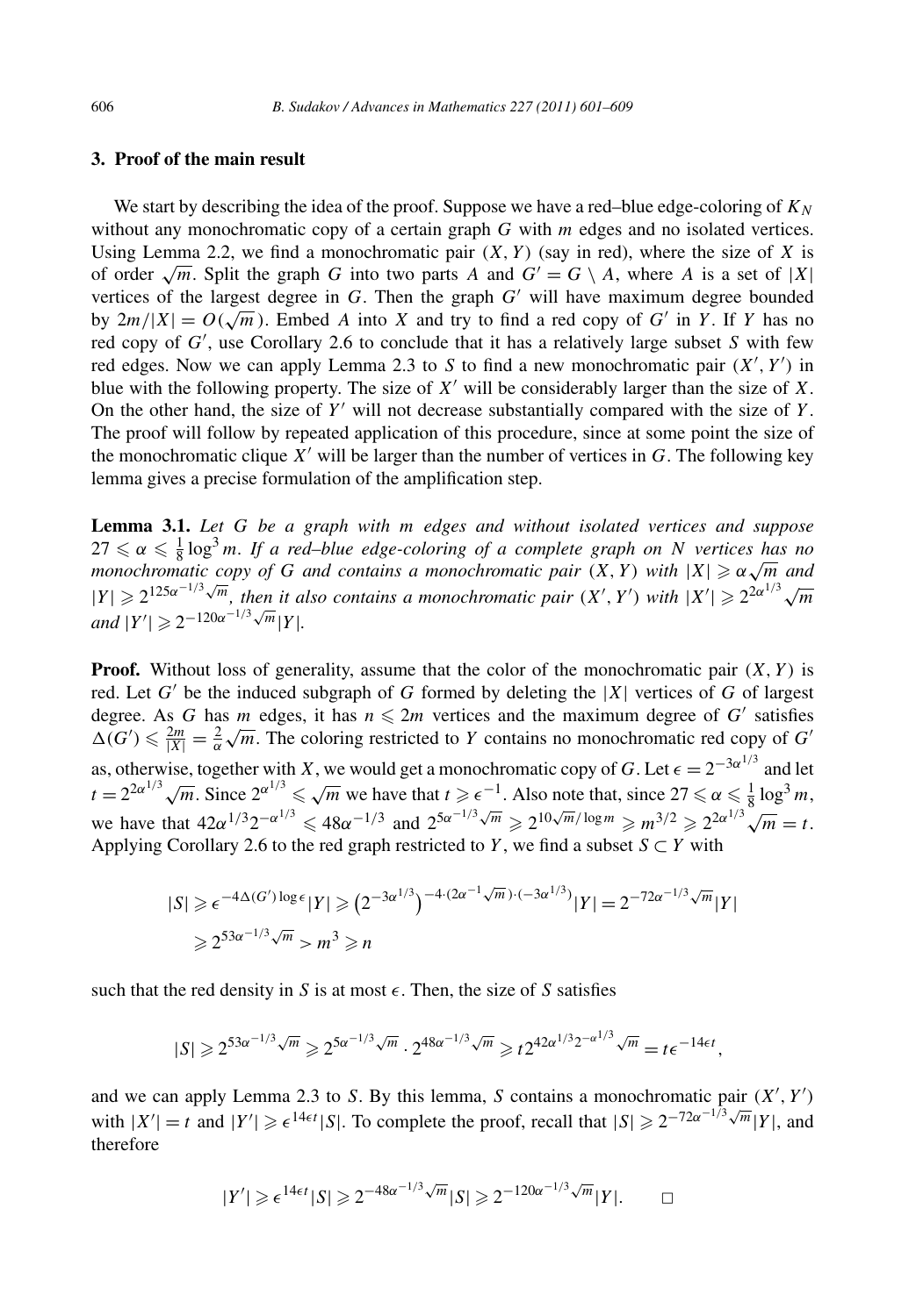## 3. Proof of the main result

We start by describing the idea of the proof. Suppose we have a red–blue edge-coloring of $K_N$ without any monochromatic copy of a certain graph $G$ with $m$ edges and no isolated vertices. Using Lemma 2.2, we find a monochromatic pair $(X, Y)$ (say in red), where the size of $X$ is of order $\sqrt{m}$. Split the graph $G$ into two parts $A$ and $G' = G \setminus A$, where $A$ is a set of $|X|$ vertices of the largest degree in $G$. Then the graph $G'$ will have maximum degree bounded by $2m/|X| = O(\sqrt{m})$. Embed $A$ into $X$ and try to find a red copy of $G'$ in $Y$. If $Y$ has no red copy of $G'$, use Corollary 2.6 to conclude that it has a relatively large subset $S$ with few red edges. Now we can apply Lemma 2.3 to $S$ to find a new monochromatic pair $(X', Y')$ in blue with the following property. The size of $X'$ will be considerably larger than the size of $X$. On the other hand, the size of $Y'$ will not decrease substantially compared with the size of $Y$. The proof will follow by repeated application of this procedure, since at some point the size of the monochromatic clique $X'$ will be larger than the number of vertices in $G$. The following key lemma gives a precise formulation of the amplification step.

**Lemma 3.1.** *Let $G$ be a graph with $m$ edges and without isolated vertices and suppose $27 \leqslant \alpha \leqslant \frac{1}{8}\log^3 m$. If a red–blue edge-coloring of a complete graph on $N$ vertices has no monochromatic copy of $G$ and contains a monochromatic pair $(X, Y)$ with $|X| \geqslant \alpha\sqrt{m}$ and $|Y| \geqslant 2^{125\alpha^{-1/3}\sqrt{m}}$, then it also contains a monochromatic pair $(X', Y')$ with $|X'| \geqslant 2^{2\alpha^{1/3}}\sqrt{m}$ and $|Y'| \geqslant 2^{-120\alpha^{-1/3}\sqrt{m}}|Y|$.*

**Proof.** Without loss of generality, assume that the color of the monochromatic pair $(X, Y)$ is red. Let $G'$ be the induced subgraph of $G$ formed by deleting the $|X|$ vertices of $G$ of largest degree. As $G$ has $m$ edges, it has $n \leqslant 2m$ vertices and the maximum degree of $G'$ satisfies $\Delta(G') \leqslant \frac{2m}{|X|} = \frac{2}{\alpha}\sqrt{m}$. The coloring restricted to $Y$ contains no monochromatic red copy of $G'$ as, otherwise, together with $X$, we would get a monochromatic copy of $G$. Let $\epsilon = 2^{-3\alpha^{1/3}}$ and let $t = 2^{2\alpha^{1/3}}\sqrt{m}$. Since $2^{\alpha^{1/3}} \leqslant \sqrt{m}$ we have that $t \geqslant \epsilon^{-1}$. Also note that, since $27 \leqslant \alpha \leqslant \frac{1}{8}\log^3 m$, we have that $42\alpha^{1/3}2^{-\alpha^{1/3}} \leqslant 48\alpha^{-1/3}$ and $2^{5\alpha^{-1/3}\sqrt{m}} \geqslant 2^{10\sqrt{m}/\log m} \geqslant m^{3/2} \geqslant 2^{2\alpha^{1/3}}\sqrt{m} = t$. Applying Corollary 2.6 to the red graph restricted to $Y$, we find a subset $S \subset Y$ with

$$
\begin{aligned}
|S| &\geqslant \epsilon^{-4\Delta(G')\log\epsilon}|Y| \geqslant \left(2^{-3\alpha^{1/3}}\right)^{-4\cdot(2\alpha^{-1}\sqrt{m})\cdot(-3\alpha^{1/3})}|Y| = 2^{-72\alpha^{-1/3}\sqrt{m}}|Y| \\
&\geqslant 2^{53\alpha^{-1/3}\sqrt{m}} > m^3 \geqslant n
\end{aligned}
$$

such that the red density in $S$ is at most $\epsilon$. Then, the size of $S$ satisfies

$$
|S| \geqslant 2^{53\alpha^{-1/3}\sqrt{m}} \geqslant 2^{5\alpha^{-1/3}\sqrt{m}} \cdot 2^{48\alpha^{-1/3}\sqrt{m}} \geqslant t2^{42\alpha^{1/3}2^{-\alpha^{1/3}}\sqrt{m}} = t\epsilon^{-14\epsilon t},
$$

and we can apply Lemma 2.3 to $S$. By this lemma, $S$ contains a monochromatic pair $(X', Y')$ with $|X'| = t$ and $|Y'| \geqslant \epsilon^{14\epsilon t}|S|$. To complete the proof, recall that $|S| \geqslant 2^{-72\alpha^{-1/3}\sqrt{m}}|Y|$, and therefore

$$
|Y'| \geqslant \epsilon^{14\epsilon t}|S| \geqslant 2^{-48\alpha^{-1/3}\sqrt{m}}|S| \geqslant 2^{-120\alpha^{-1/3}\sqrt{m}}|Y|. \qquad \square
$$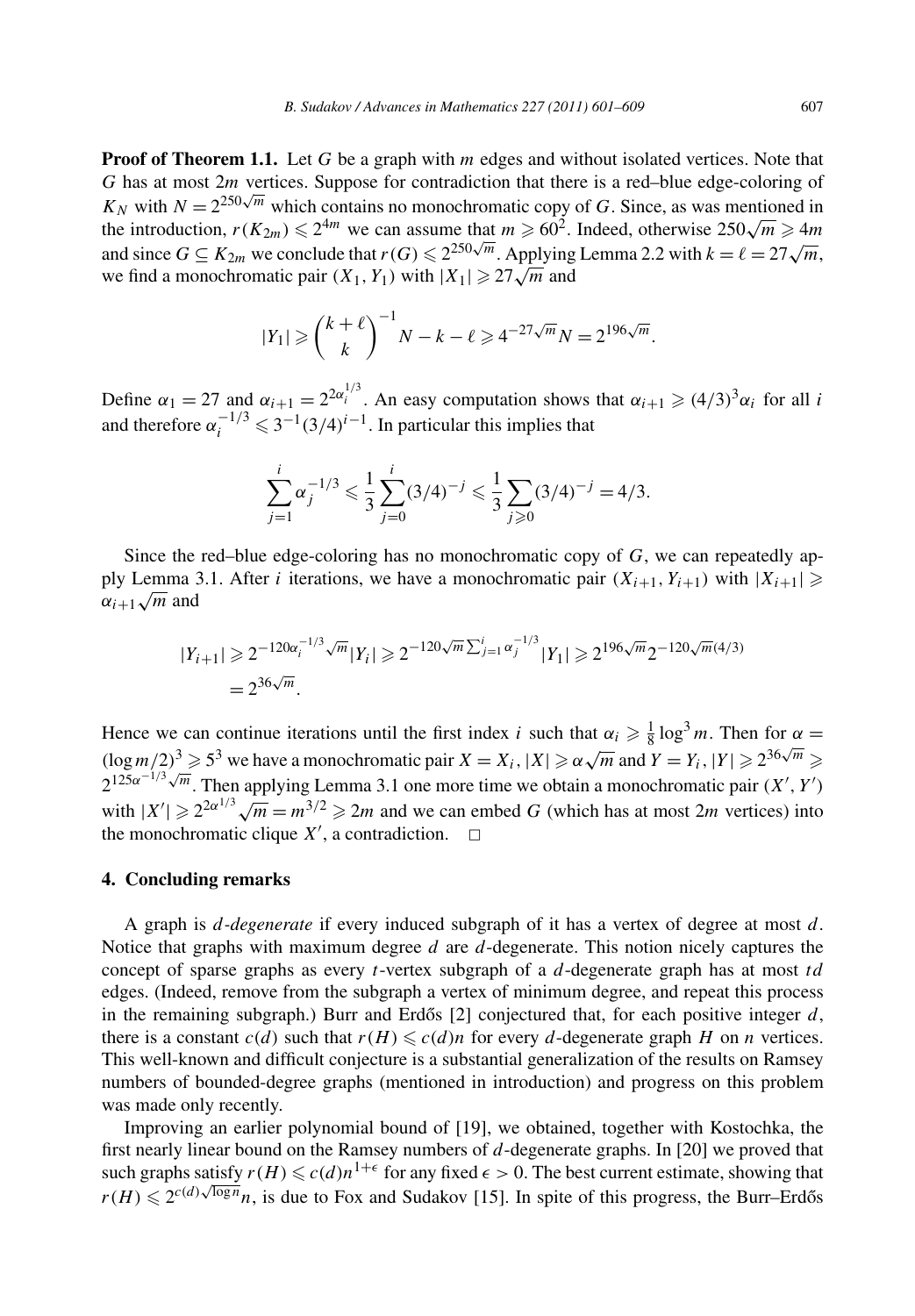**Proof of Theorem 1.1.** Let $G$ be a graph with $m$ edges and without isolated vertices. Note that $G$ has at most $2m$ vertices. Suppose for contradiction that there is a red–blue edge-coloring of $K_N$ with $N = 2^{250\sqrt{m}}$ which contains no monochromatic copy of $G$. Since, as was mentioned in the introduction, $r(K_{2m}) \leqslant 2^{4m}$ we can assume that $m \geqslant 60^2$. Indeed, otherwise $250\sqrt{m} \geqslant 4m$ and since $G \subseteq K_{2m}$ we conclude that $r(G) \leqslant 2^{250\sqrt{m}}$. Applying Lemma 2.2 with $k = \ell = 27\sqrt{m}$, we find a monochromatic pair $(X_1, Y_1)$ with $|X_1| \geqslant 27\sqrt{m}$ and

$$|Y_1| \geqslant \binom{k+\ell}{k}^{-1} N - k - \ell \geqslant 4^{-27\sqrt{m}} N = 2^{196\sqrt{m}}.$$

Define $\alpha_1 = 27$ and $\alpha_{i+1} = 2^{2\alpha_i^{1/3}}$. An easy computation shows that $\alpha_{i+1} \geqslant (4/3)^3 \alpha_i$ for all $i$ and therefore $\alpha_i^{-1/3} \leqslant 3^{-1}(3/4)^{i-1}$. In particular this implies that

$$\sum_{j=1}^{i} \alpha_j^{-1/3} \leqslant \frac{1}{3} \sum_{j=0}^{i} (3/4)^{-j} \leqslant \frac{1}{3} \sum_{j \geqslant 0} (3/4)^{-j} = 4/3.$$

Since the red–blue edge-coloring has no monochromatic copy of $G$, we can repeatedly apply Lemma 3.1. After $i$ iterations, we have a monochromatic pair $(X_{i+1}, Y_{i+1})$ with $|X_{i+1}| \geqslant \alpha_{i+1}\sqrt{m}$ and

$$\begin{aligned}|Y_{i+1}| &\geqslant 2^{-120\alpha_i^{-1/3}\sqrt{m}} |Y_i| \geqslant 2^{-120\sqrt{m}\sum_{j=1}^{i} \alpha_j^{-1/3}} |Y_1| \geqslant 2^{196\sqrt{m}} 2^{-120\sqrt{m}(4/3)} \\ &= 2^{36\sqrt{m}}.\end{aligned}$$

Hence we can continue iterations until the first index $i$ such that $\alpha_i \geqslant \frac{1}{8}\log^3 m$. Then for $\alpha = (\log m/2)^3 \geqslant 5^3$ we have a monochromatic pair $X = X_i$, $|X| \geqslant \alpha\sqrt{m}$ and $Y = Y_i$, $|Y| \geqslant 2^{36\sqrt{m}} \geqslant 2^{125\alpha^{-1/3}\sqrt{m}}$. Then applying Lemma 3.1 one more time we obtain a monochromatic pair $(X', Y')$ with $|X'| \geqslant 2^{2\alpha^{1/3}}\sqrt{m} = m^{3/2} \geqslant 2m$ and we can embed $G$ (which has at most $2m$ vertices) into the monochromatic clique $X'$, a contradiction. $\square$

## 4. Concluding remarks

A graph is *$d$-degenerate* if every induced subgraph of it has a vertex of degree at most $d$. Notice that graphs with maximum degree $d$ are $d$-degenerate. This notion nicely captures the concept of sparse graphs as every $t$-vertex subgraph of a $d$-degenerate graph has at most $td$ edges. (Indeed, remove from the subgraph a vertex of minimum degree, and repeat this process in the remaining subgraph.) Burr and Erdős [2] conjectured that, for each positive integer $d$, there is a constant $c(d)$ such that $r(H) \leqslant c(d)n$ for every $d$-degenerate graph $H$ on $n$ vertices. This well-known and difficult conjecture is a substantial generalization of the results on Ramsey numbers of bounded-degree graphs (mentioned in introduction) and progress on this problem was made only recently.

Improving an earlier polynomial bound of [19], we obtained, together with Kostochka, the first nearly linear bound on the Ramsey numbers of $d$-degenerate graphs. In [20] we proved that such graphs satisfy $r(H) \leqslant c(d)n^{1+\epsilon}$ for any fixed $\epsilon > 0$. The best current estimate, showing that $r(H) \leqslant 2^{c(d)\sqrt{\log n}}n$, is due to Fox and Sudakov [15]. In spite of this progress, the Burr–Erdős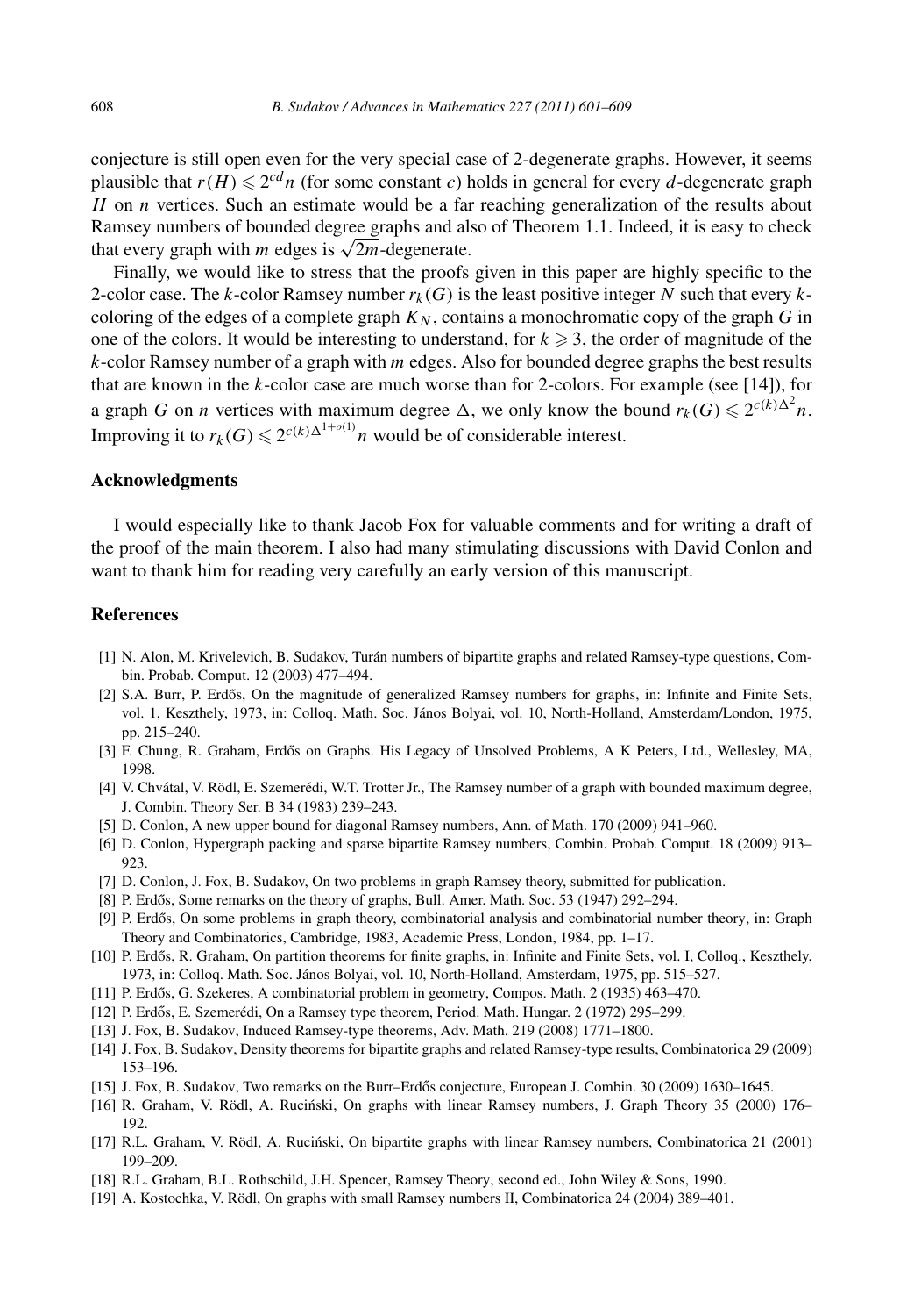conjecture is still open even for the very special case of 2-degenerate graphs. However, it seems plausible that $r(H) \leqslant 2^{cd}n$ (for some constant $c$) holds in general for every $d$-degenerate graph $H$ on $n$ vertices. Such an estimate would be a far reaching generalization of the results about Ramsey numbers of bounded degree graphs and also of Theorem 1.1. Indeed, it is easy to check that every graph with $m$ edges is $\sqrt{2m}$-degenerate.

Finally, we would like to stress that the proofs given in this paper are highly specific to the 2-color case. The $k$-color Ramsey number $r_k(G)$ is the least positive integer $N$ such that every $k$-coloring of the edges of a complete graph $K_N$, contains a monochromatic copy of the graph $G$ in one of the colors. It would be interesting to understand, for $k \geqslant 3$, the order of magnitude of the $k$-color Ramsey number of a graph with $m$ edges. Also for bounded degree graphs the best results that are known in the $k$-color case are much worse than for 2-colors. For example (see [14]), for a graph $G$ on $n$ vertices with maximum degree $\Delta$, we only know the bound $r_k(G) \leqslant 2^{c(k)\Delta^2}n$. Improving it to $r_k(G) \leqslant 2^{c(k)\Delta^{1+o(1)}}n$ would be of considerable interest.

## Acknowledgments

I would especially like to thank Jacob Fox for valuable comments and for writing a draft of the proof of the main theorem. I also had many stimulating discussions with David Conlon and want to thank him for reading very carefully an early version of this manuscript.

## References

[1] N. Alon, M. Krivelevich, B. Sudakov, Turán numbers of bipartite graphs and related Ramsey-type questions, Combin. Probab. Comput. 12 (2003) 477–494.

[2] S.A. Burr, P. Erdős, On the magnitude of generalized Ramsey numbers for graphs, in: Infinite and Finite Sets, vol. 1, Keszthely, 1973, in: Colloq. Math. Soc. János Bolyai, vol. 10, North-Holland, Amsterdam/London, 1975, pp. 215–240.

[3] F. Chung, R. Graham, Erdős on Graphs. His Legacy of Unsolved Problems, A K Peters, Ltd., Wellesley, MA, 1998.

[4] V. Chvátal, V. Rödl, E. Szemerédi, W.T. Trotter Jr., The Ramsey number of a graph with bounded maximum degree, J. Combin. Theory Ser. B 34 (1983) 239–243.

[5] D. Conlon, A new upper bound for diagonal Ramsey numbers, Ann. of Math. 170 (2009) 941–960.

[6] D. Conlon, Hypergraph packing and sparse bipartite Ramsey numbers, Combin. Probab. Comput. 18 (2009) 913–923.

[7] D. Conlon, J. Fox, B. Sudakov, On two problems in graph Ramsey theory, submitted for publication.

[8] P. Erdős, Some remarks on the theory of graphs, Bull. Amer. Math. Soc. 53 (1947) 292–294.

[9] P. Erdős, On some problems in graph theory, combinatorial analysis and combinatorial number theory, in: Graph Theory and Combinatorics, Cambridge, 1983, Academic Press, London, 1984, pp. 1–17.

[10] P. Erdős, R. Graham, On partition theorems for finite graphs, in: Infinite and Finite Sets, vol. I, Colloq., Keszthely, 1973, in: Colloq. Math. Soc. János Bolyai, vol. 10, North-Holland, Amsterdam, 1975, pp. 515–527.

[11] P. Erdős, G. Szekeres, A combinatorial problem in geometry, Compos. Math. 2 (1935) 463–470.

[12] P. Erdős, E. Szemerédi, On a Ramsey type theorem, Period. Math. Hungar. 2 (1972) 295–299.

[13] J. Fox, B. Sudakov, Induced Ramsey-type theorems, Adv. Math. 219 (2008) 1771–1800.

[14] J. Fox, B. Sudakov, Density theorems for bipartite graphs and related Ramsey-type results, Combinatorica 29 (2009) 153–196.

[15] J. Fox, B. Sudakov, Two remarks on the Burr–Erdős conjecture, European J. Combin. 30 (2009) 1630–1645.

[16] R. Graham, V. Rödl, A. Ruciński, On graphs with linear Ramsey numbers, J. Graph Theory 35 (2000) 176–192.

[17] R.L. Graham, V. Rödl, A. Ruciński, On bipartite graphs with linear Ramsey numbers, Combinatorica 21 (2001) 199–209.

[18] R.L. Graham, B.L. Rothschild, J.H. Spencer, Ramsey Theory, second ed., John Wiley & Sons, 1990.

[19] A. Kostochka, V. Rödl, On graphs with small Ramsey numbers II, Combinatorica 24 (2004) 389–401.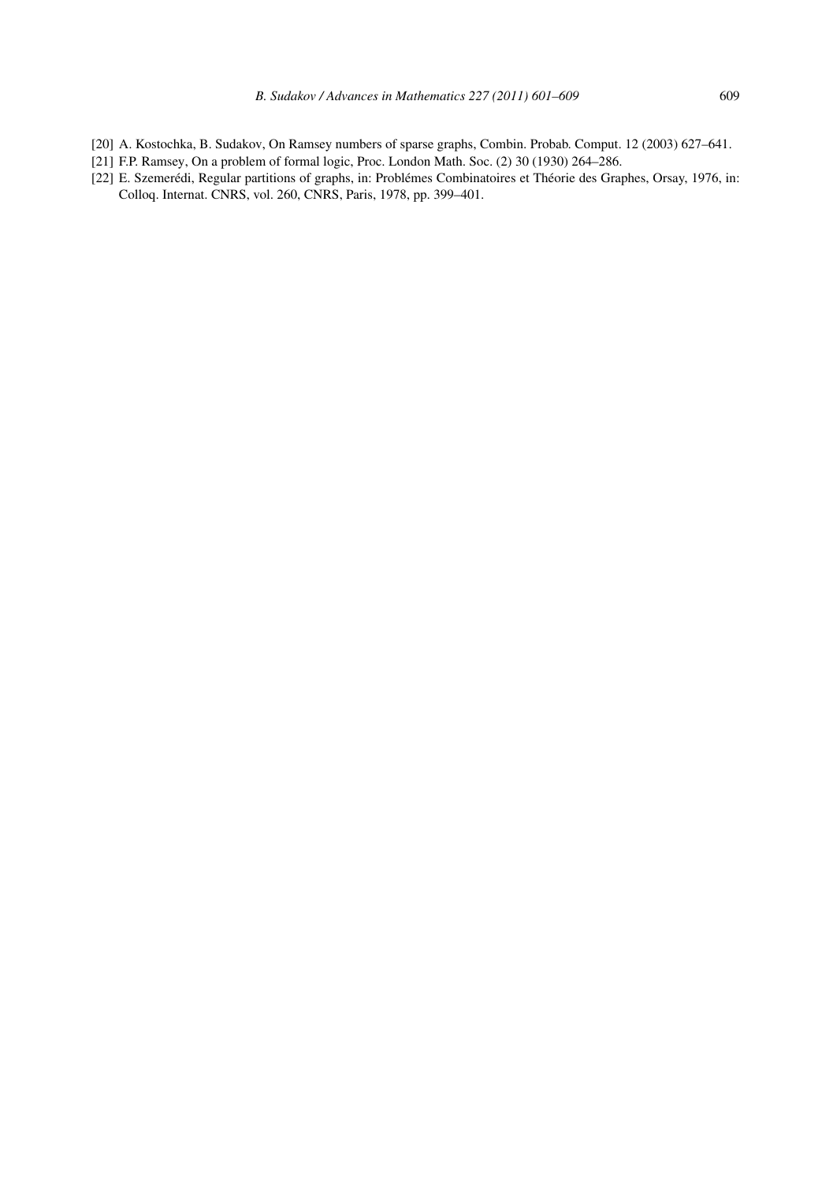[20] A. Kostochka, B. Sudakov, On Ramsey numbers of sparse graphs, Combin. Probab. Comput. 12 (2003) 627–641.

[21] F.P. Ramsey, On a problem of formal logic, Proc. London Math. Soc. (2) 30 (1930) 264–286.

[22] E. Szemerédi, Regular partitions of graphs, in: Problémes Combinatoires et Théorie des Graphes, Orsay, 1976, in: Colloq. Internat. CNRS, vol. 260, CNRS, Paris, 1978, pp. 399–401.